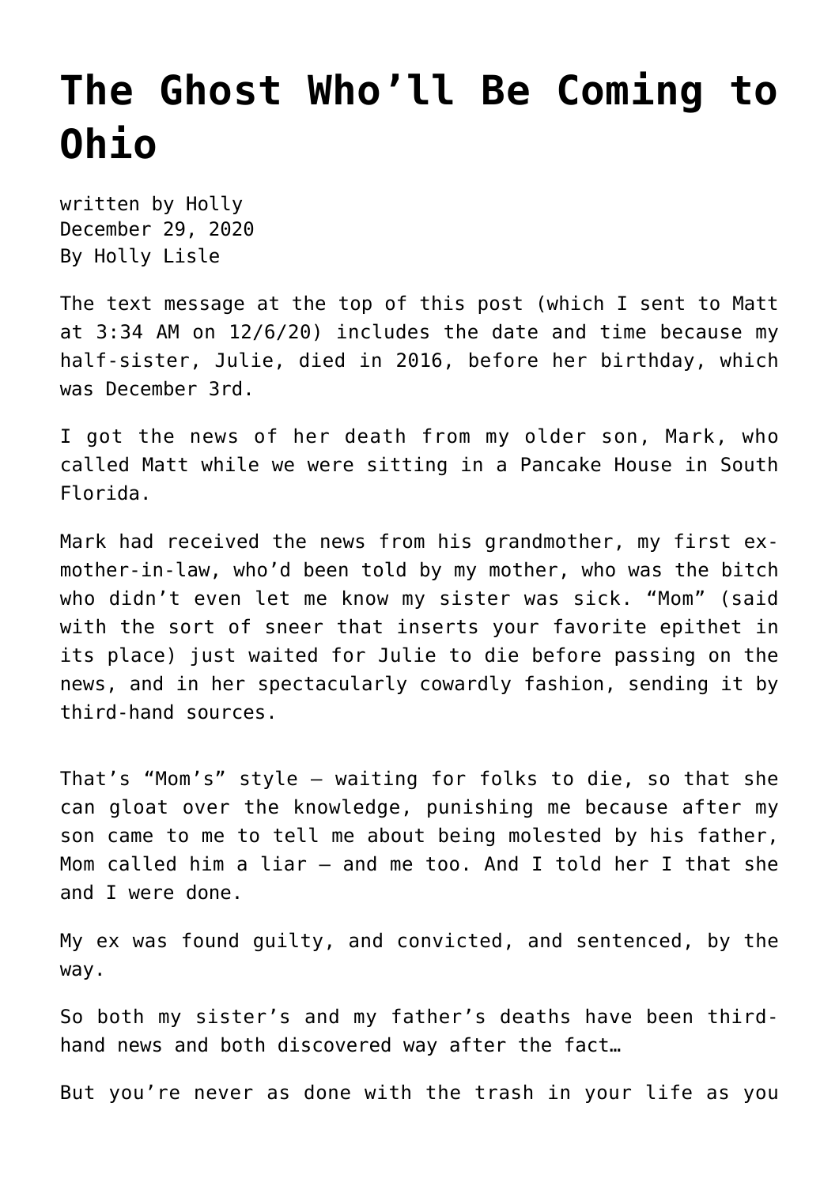# The Ghost Who'll Be Coming to Ohio

written by Holly
December 29, 2020
By Holly Lisle

The text message at the top of this post (which I sent to Matt at 3:34 AM on 12/6/20) includes the date and time because my half-sister, Julie, died in 2016, before her birthday, which was December 3rd.

I got the news of her death from my older son, Mark, who called Matt while we were sitting in a Pancake House in South Florida.

Mark had received the news from his grandmother, my first ex-mother-in-law, who'd been told by my mother, who was the bitch who didn't even let me know my sister was sick. "Mom" (said with the sort of sneer that inserts your favorite epithet in its place) just waited for Julie to die before passing on the news, and in her spectacularly cowardly fashion, sending it by third-hand sources.

That's "Mom's" style — waiting for folks to die, so that she can gloat over the knowledge, punishing me because after my son came to me to tell me about being molested by his father, Mom called him a liar — and me too. And I told her I that she and I were done.

My ex was found guilty, and convicted, and sentenced, by the way.

So both my sister's and my father's deaths have been third-hand news and both discovered way after the fact…

But you're never as done with the trash in your life as you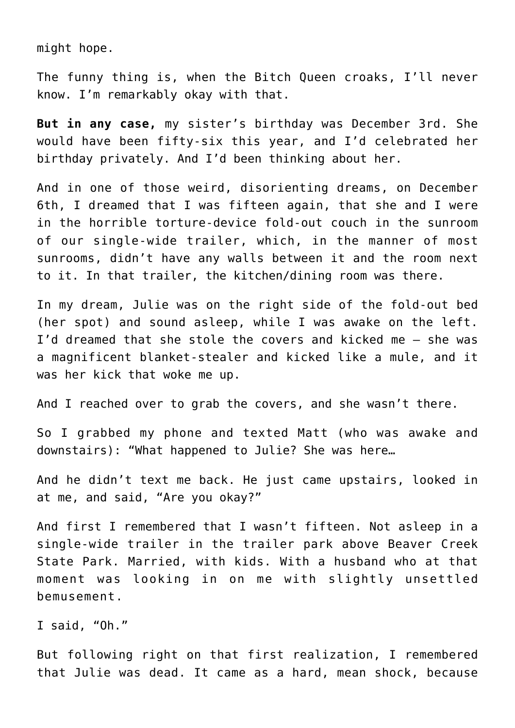might hope.

The funny thing is, when the Bitch Queen croaks, I'll never know. I'm remarkably okay with that.

**But in any case,** my sister's birthday was December 3rd. She would have been fifty-six this year, and I'd celebrated her birthday privately. And I'd been thinking about her.

And in one of those weird, disorienting dreams, on December 6th, I dreamed that I was fifteen again, that she and I were in the horrible torture-device fold-out couch in the sunroom of our single-wide trailer, which, in the manner of most sunrooms, didn't have any walls between it and the room next to it. In that trailer, the kitchen/dining room was there.

In my dream, Julie was on the right side of the fold-out bed (her spot) and sound asleep, while I was awake on the left. I'd dreamed that she stole the covers and kicked me — she was a magnificent blanket-stealer and kicked like a mule, and it was her kick that woke me up.

And I reached over to grab the covers, and she wasn't there.

So I grabbed my phone and texted Matt (who was awake and downstairs): "What happened to Julie? She was here…

And he didn't text me back. He just came upstairs, looked in at me, and said, "Are you okay?"

And first I remembered that I wasn't fifteen. Not asleep in a single-wide trailer in the trailer park above Beaver Creek State Park. Married, with kids. With a husband who at that moment was looking in on me with slightly unsettled bemusement.

I said, "Oh."

But following right on that first realization, I remembered that Julie was dead. It came as a hard, mean shock, because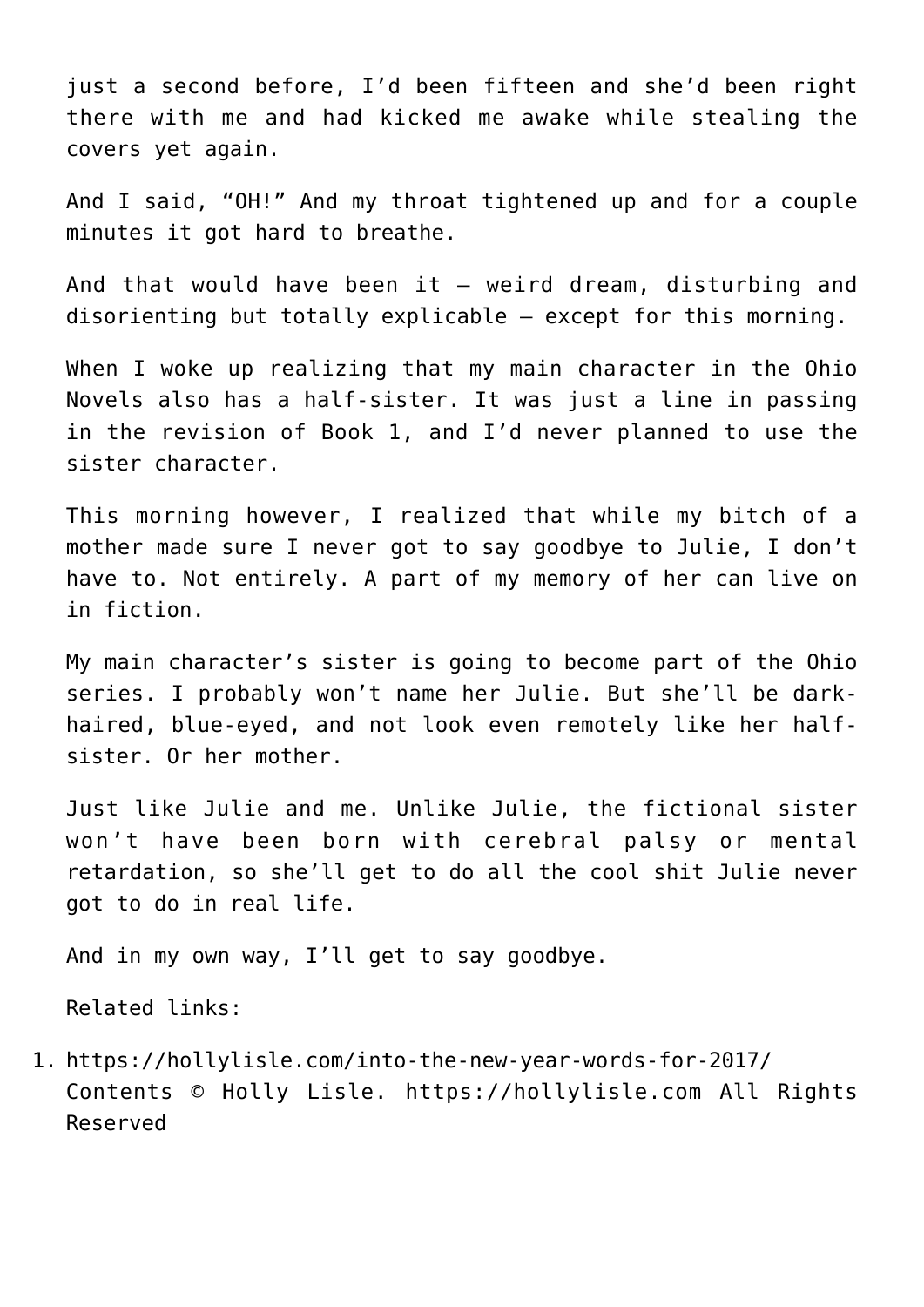just a second before, I'd been fifteen and she'd been right there with me and had kicked me awake while stealing the covers yet again.

And I said, "OH!" And my throat tightened up and for a couple minutes it got hard to breathe.

And that would have been it — weird dream, disturbing and disorienting but totally explicable — except for this morning.

When I woke up realizing that my main character in the Ohio Novels also has a half-sister. It was just a line in passing in the revision of Book 1, and I'd never planned to use the sister character.

This morning however, I realized that while my bitch of a mother made sure I never got to say goodbye to Julie, I don't have to. Not entirely. A part of my memory of her can live on in fiction.

My main character's sister is going to become part of the Ohio series. I probably won't name her Julie. But she'll be dark-haired, blue-eyed, and not look even remotely like her half-sister. Or her mother.

Just like Julie and me. Unlike Julie, the fictional sister won't have been born with cerebral palsy or mental retardation, so she'll get to do all the cool shit Julie never got to do in real life.

And in my own way, I'll get to say goodbye.

Related links:

1. https://hollylisle.com/into-the-new-year-words-for-2017/

Contents © Holly Lisle. https://hollylisle.com All Rights Reserved